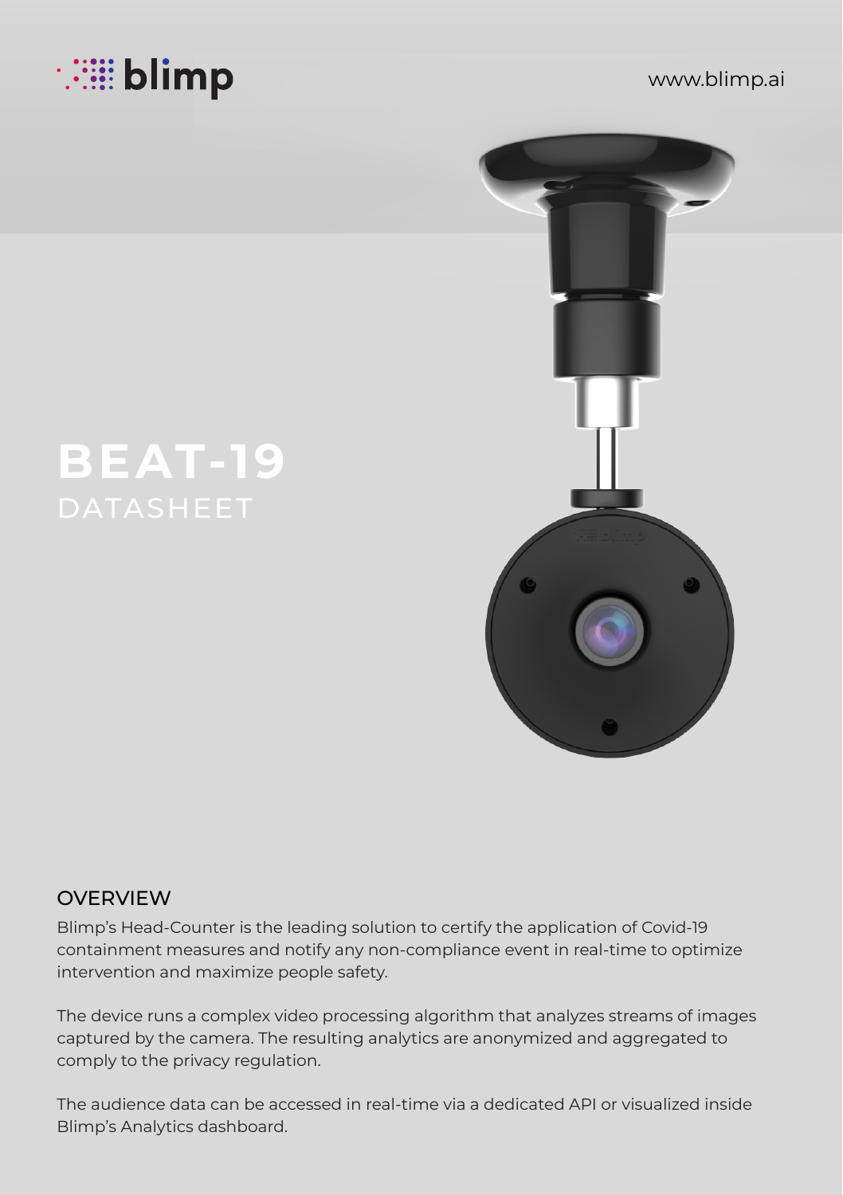blimp

www.blimp.ai

# BEAT-19

DATASHEET

## OVERVIEW

Blimp's Head-Counter is the leading solution to certify the application of Covid-19 containment measures and notify any non-compliance event in real-time to optimize intervention and maximize people safety.

The device runs a complex video processing algorithm that analyzes streams of images captured by the camera. The resulting analytics are anonymized and aggregated to comply to the privacy regulation.

The audience data can be accessed in real-time via a dedicated API or visualized inside Blimp's Analytics dashboard.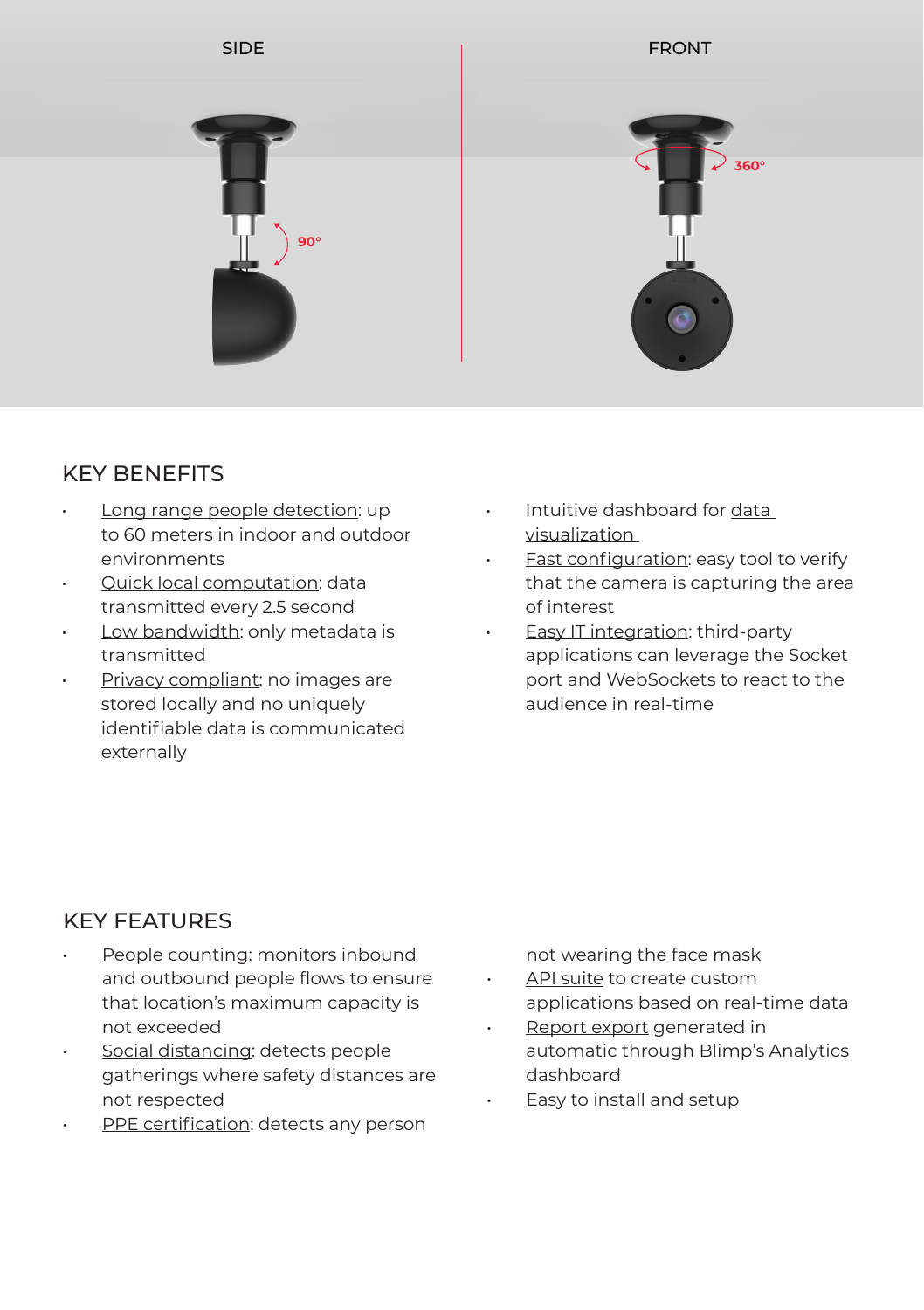SIDE

90°

FRONT

360°

## KEY BENEFITS

- Long range people detection: up to 60 meters in indoor and outdoor environments
- Quick local computation: data transmitted every 2.5 second
- Low bandwidth: only metadata is transmitted
- Privacy compliant: no images are stored locally and no uniquely identifiable data is communicated externally
- Intuitive dashboard for data visualization
- Fast configuration: easy tool to verify that the camera is capturing the area of interest
- Easy IT integration: third-party applications can leverage the Socket port and WebSockets to react to the audience in real-time

## KEY FEATURES

- People counting: monitors inbound and outbound people flows to ensure that location's maximum capacity is not exceeded
- Social distancing: detects people gatherings where safety distances are not respected
- PPE certification: detects any person not wearing the face mask
- API suite to create custom applications based on real-time data
- Report export generated in automatic through Blimp's Analytics dashboard
- Easy to install and setup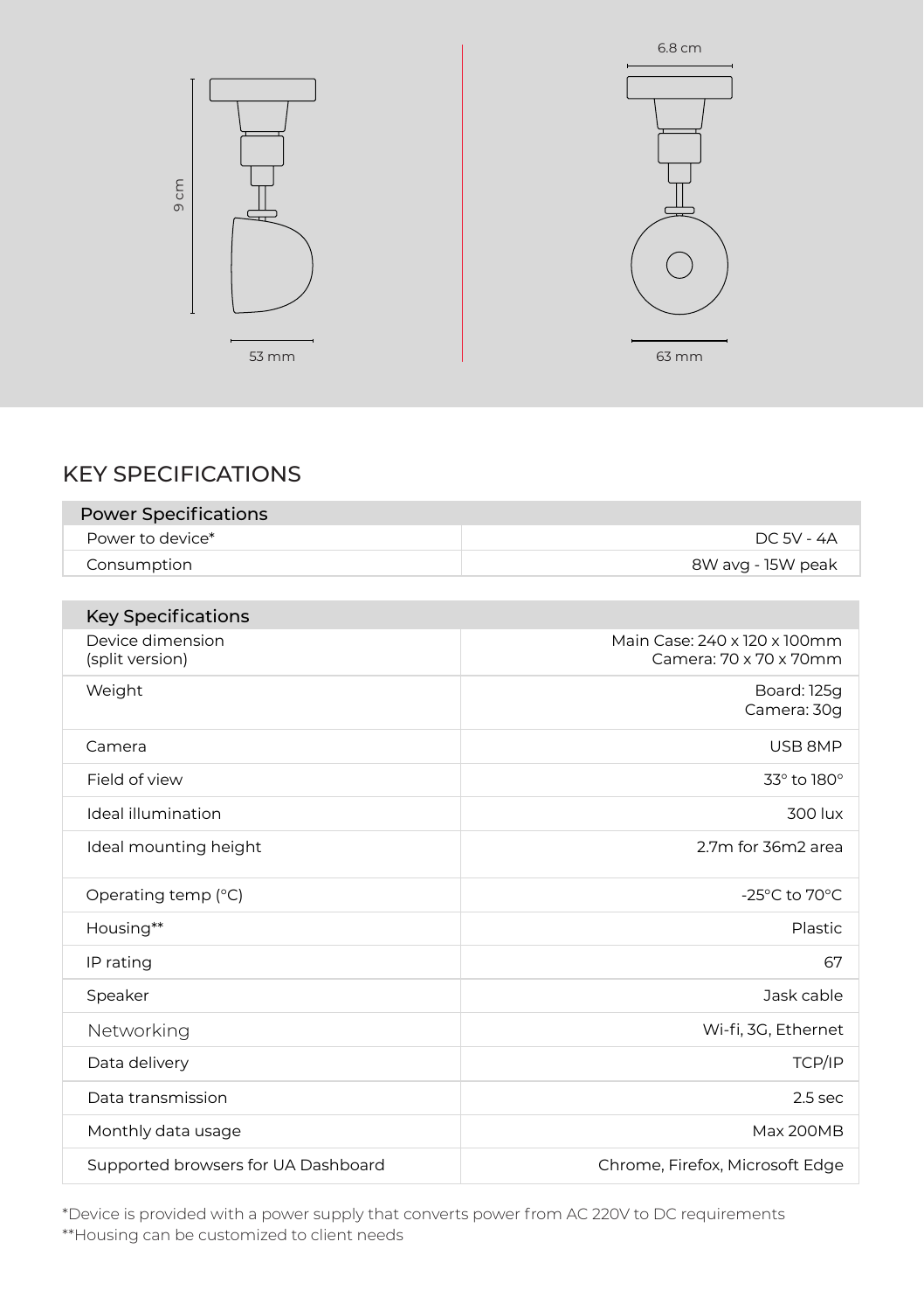9 cm

53 mm

6.8 cm

63 mm

## KEY SPECIFICATIONS

| Power Specifications | |
|---|---|
| Power to device* | DC 5V - 4A |
| Consumption | 8W avg - 15W peak |

| Key Specifications | |
|---|---|
| Device dimension (split version) | Main Case: 240 x 120 x 100mm Camera: 70 x 70 x 70mm |
| Weight | Board: 125g Camera: 30g |
| Camera | USB 8MP |
| Field of view | 33° to 180° |
| Ideal illumination | 300 lux |
| Ideal mounting height | 2.7m for 36m2 area |
| Operating temp (°C) | -25°C to 70°C |
| Housing** | Plastic |
| IP rating | 67 |
| Speaker | Jask cable |
| Networking | Wi-fi, 3G, Ethernet |
| Data delivery | TCP/IP |
| Data transmission | 2.5 sec |
| Monthly data usage | Max 200MB |
| Supported browsers for UA Dashboard | Chrome, Firefox, Microsoft Edge |

*Device is provided with a power supply that converts power from AC 220V to DC requirements
**Housing can be customized to client needs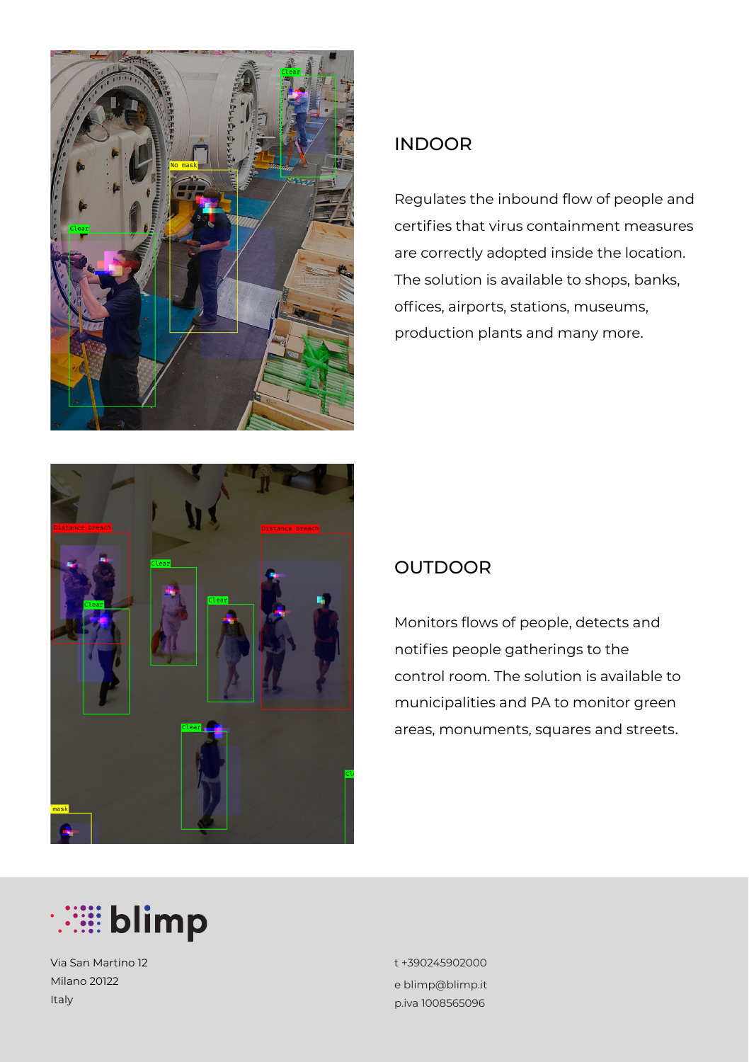## INDOOR

Regulates the inbound flow of people and certifies that virus containment measures are correctly adopted inside the location. The solution is available to shops, banks, offices, airports, stations, museums, production plants and many more.

## OUTDOOR

Monitors flows of people, detects and notifies people gatherings to the control room. The solution is available to municipalities and PA to monitor green areas, monuments, squares and streets.

blimp

Via San Martino 12
Milano 20122
Italy

t +390245902000
e blimp@blimp.it
p.iva 1008565096